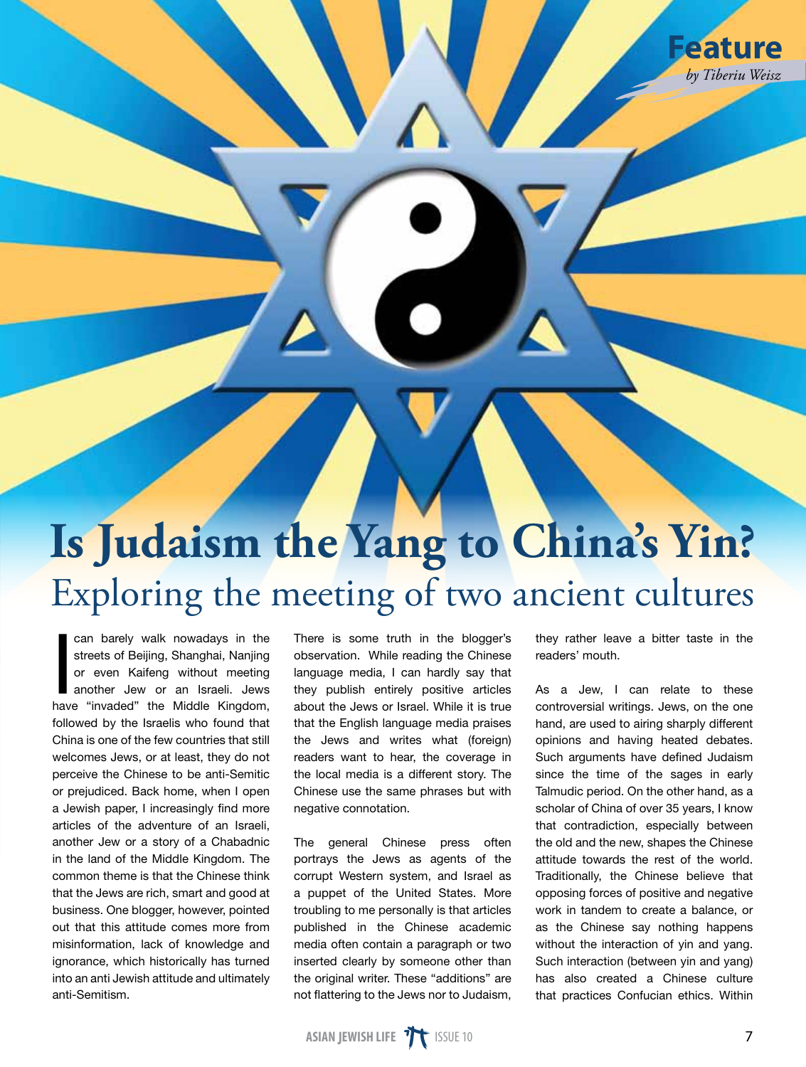Feature

*by Tiberiu Weisz*

# Is Judaism the Yang to China's Yin?

## Exploring the meeting of two ancient cultures

I can barely walk nowadays in the streets of Beijing, Shanghai, Nanjing or even Kaifeng without meeting another Jew or an Israeli. Jews have "invaded" the Middle Kingdom, followed by the Israelis who found that China is one of the few countries that still welcomes Jews, or at least, they do not perceive the Chinese to be anti-Semitic or prejudiced. Back home, when I open a Jewish paper, I increasingly find more articles of the adventure of an Israeli, another Jew or a story of a Chabadnic in the land of the Middle Kingdom. The common theme is that the Chinese think that the Jews are rich, smart and good at business. One blogger, however, pointed out that this attitude comes more from misinformation, lack of knowledge and ignorance, which historically has turned into an anti Jewish attitude and ultimately anti-Semitism.

There is some truth in the blogger's observation. While reading the Chinese language media, I can hardly say that they publish entirely positive articles about the Jews or Israel. While it is true that the English language media praises the Jews and writes what (foreign) readers want to hear, the coverage in the local media is a different story. The Chinese use the same phrases but with negative connotation.

The general Chinese press often portrays the Jews as agents of the corrupt Western system, and Israel as a puppet of the United States. More troubling to me personally is that articles published in the Chinese academic media often contain a paragraph or two inserted clearly by someone other than the original writer. These "additions" are not flattering to the Jews nor to Judaism, they rather leave a bitter taste in the readers' mouth.

As a Jew, I can relate to these controversial writings. Jews, on the one hand, are used to airing sharply different opinions and having heated debates. Such arguments have defined Judaism since the time of the sages in early Talmudic period. On the other hand, as a scholar of China of over 35 years, I know that contradiction, especially between the old and the new, shapes the Chinese attitude towards the rest of the world. Traditionally, the Chinese believe that opposing forces of positive and negative work in tandem to create a balance, or as the Chinese say nothing happens without the interaction of yin and yang. Such interaction (between yin and yang) has also created a Chinese culture that practices Confucian ethics. Within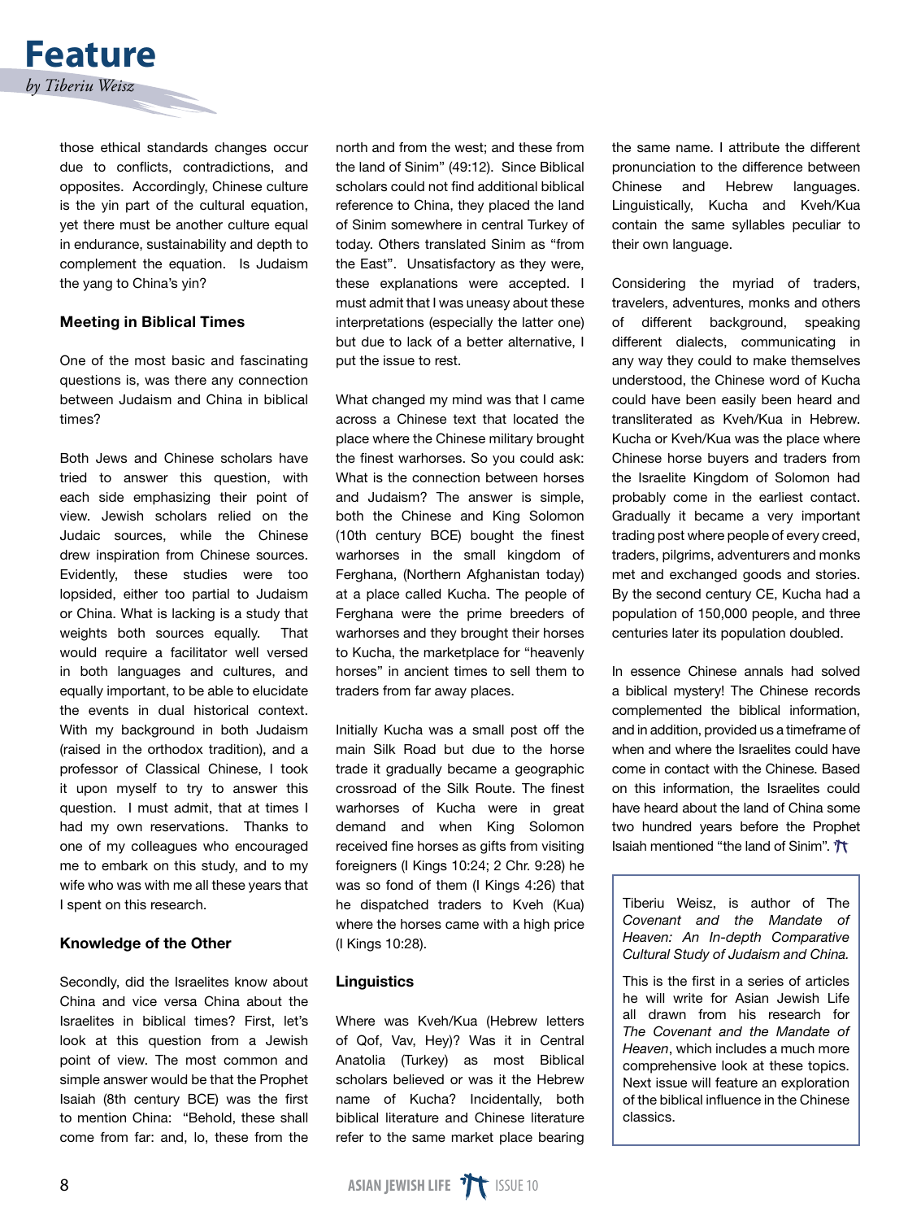# Feature

*by Tiberiu Weisz*

those ethical standards changes occur due to conflicts, contradictions, and opposites. Accordingly, Chinese culture is the yin part of the cultural equation, yet there must be another culture equal in endurance, sustainability and depth to complement the equation. Is Judaism the yang to China's yin?

### Meeting in Biblical Times

One of the most basic and fascinating questions is, was there any connection between Judaism and China in biblical times?

Both Jews and Chinese scholars have tried to answer this question, with each side emphasizing their point of view. Jewish scholars relied on the Judaic sources, while the Chinese drew inspiration from Chinese sources. Evidently, these studies were too lopsided, either too partial to Judaism or China. What is lacking is a study that weights both sources equally. That would require a facilitator well versed in both languages and cultures, and equally important, to be able to elucidate the events in dual historical context. With my background in both Judaism (raised in the orthodox tradition), and a professor of Classical Chinese, I took it upon myself to try to answer this question. I must admit, that at times I had my own reservations. Thanks to one of my colleagues who encouraged me to embark on this study, and to my wife who was with me all these years that I spent on this research.

### Knowledge of the Other

Secondly, did the Israelites know about China and vice versa China about the Israelites in biblical times? First, let's look at this question from a Jewish point of view. The most common and simple answer would be that the Prophet Isaiah (8th century BCE) was the first to mention China: "Behold, these shall come from far: and, lo, these from the north and from the west; and these from the land of Sinim" (49:12). Since Biblical scholars could not find additional biblical reference to China, they placed the land of Sinim somewhere in central Turkey of today. Others translated Sinim as "from the East". Unsatisfactory as they were, these explanations were accepted. I must admit that I was uneasy about these interpretations (especially the latter one) but due to lack of a better alternative, I put the issue to rest.

What changed my mind was that I came across a Chinese text that located the place where the Chinese military brought the finest warhorses. So you could ask: What is the connection between horses and Judaism? The answer is simple, both the Chinese and King Solomon (10th century BCE) bought the finest warhorses in the small kingdom of Ferghana, (Northern Afghanistan today) at a place called Kucha. The people of Ferghana were the prime breeders of warhorses and they brought their horses to Kucha, the marketplace for "heavenly horses" in ancient times to sell them to traders from far away places.

Initially Kucha was a small post off the main Silk Road but due to the horse trade it gradually became a geographic crossroad of the Silk Route. The finest warhorses of Kucha were in great demand and when King Solomon received fine horses as gifts from visiting foreigners (I Kings 10:24; 2 Chr. 9:28) he was so fond of them (I Kings 4:26) that he dispatched traders to Kveh (Kua) where the horses came with a high price (I Kings 10:28).

### Linguistics

Where was Kveh/Kua (Hebrew letters of Qof, Vav, Hey)? Was it in Central Anatolia (Turkey) as most Biblical scholars believed or was it the Hebrew name of Kucha? Incidentally, both biblical literature and Chinese literature refer to the same market place bearing the same name. I attribute the different pronunciation to the difference between Chinese and Hebrew languages. Linguistically, Kucha and Kveh/Kua contain the same syllables peculiar to their own language.

Considering the myriad of traders, travelers, adventures, monks and others of different background, speaking different dialects, communicating in any way they could to make themselves understood, the Chinese word of Kucha could have been easily been heard and transliterated as Kveh/Kua in Hebrew. Kucha or Kveh/Kua was the place where Chinese horse buyers and traders from the Israelite Kingdom of Solomon had probably come in the earliest contact. Gradually it became a very important trading post where people of every creed, traders, pilgrims, adventurers and monks met and exchanged goods and stories. By the second century CE, Kucha had a population of 150,000 people, and three centuries later its population doubled.

In essence Chinese annals had solved a biblical mystery! The Chinese records complemented the biblical information, and in addition, provided us a timeframe of when and where the Israelites could have come in contact with the Chinese. Based on this information, the Israelites could have heard about the land of China some two hundred years before the Prophet Isaiah mentioned "the land of Sinim".

---

Tiberiu Weisz, is author of The *Covenant and the Mandate of Heaven: An In-depth Comparative Cultural Study of Judaism and China.*

This is the first in a series of articles he will write for Asian Jewish Life all drawn from his research for *The Covenant and the Mandate of Heaven*, which includes a much more comprehensive look at these topics. Next issue will feature an exploration of the biblical influence in the Chinese classics.